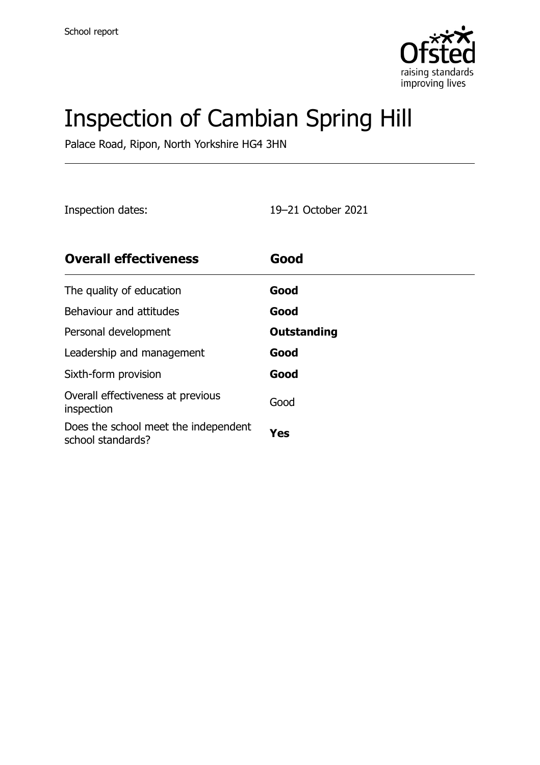School report

# Inspection of Cambian Spring Hill

Palace Road, Ripon, North Yorkshire HG4 3HN

Inspection dates: 19–21 October 2021

| **Overall effectiveness** | **Good** |
| --- | --- |
| The quality of education | **Good** |
| Behaviour and attitudes | **Good** |
| Personal development | **Outstanding** |
| Leadership and management | **Good** |
| Sixth-form provision | **Good** |
| Overall effectiveness at previous inspection | Good |
| Does the school meet the independent school standards? | **Yes** |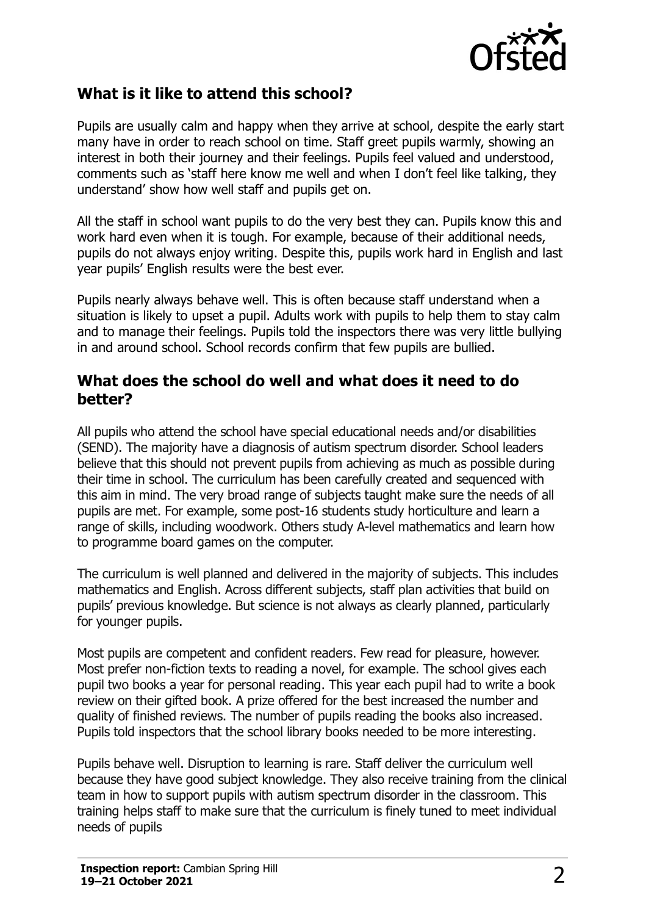## What is it like to attend this school?

Pupils are usually calm and happy when they arrive at school, despite the early start many have in order to reach school on time. Staff greet pupils warmly, showing an interest in both their journey and their feelings. Pupils feel valued and understood, comments such as 'staff here know me well and when I don't feel like talking, they understand' show how well staff and pupils get on.

All the staff in school want pupils to do the very best they can. Pupils know this and work hard even when it is tough. For example, because of their additional needs, pupils do not always enjoy writing. Despite this, pupils work hard in English and last year pupils' English results were the best ever.

Pupils nearly always behave well. This is often because staff understand when a situation is likely to upset a pupil. Adults work with pupils to help them to stay calm and to manage their feelings. Pupils told the inspectors there was very little bullying in and around school. School records confirm that few pupils are bullied.

## What does the school do well and what does it need to do better?

All pupils who attend the school have special educational needs and/or disabilities (SEND). The majority have a diagnosis of autism spectrum disorder. School leaders believe that this should not prevent pupils from achieving as much as possible during their time in school. The curriculum has been carefully created and sequenced with this aim in mind. The very broad range of subjects taught make sure the needs of all pupils are met. For example, some post-16 students study horticulture and learn a range of skills, including woodwork. Others study A-level mathematics and learn how to programme board games on the computer.

The curriculum is well planned and delivered in the majority of subjects. This includes mathematics and English. Across different subjects, staff plan activities that build on pupils' previous knowledge. But science is not always as clearly planned, particularly for younger pupils.

Most pupils are competent and confident readers. Few read for pleasure, however. Most prefer non-fiction texts to reading a novel, for example. The school gives each pupil two books a year for personal reading. This year each pupil had to write a book review on their gifted book. A prize offered for the best increased the number and quality of finished reviews. The number of pupils reading the books also increased. Pupils told inspectors that the school library books needed to be more interesting.

Pupils behave well. Disruption to learning is rare. Staff deliver the curriculum well because they have good subject knowledge. They also receive training from the clinical team in how to support pupils with autism spectrum disorder in the classroom. This training helps staff to make sure that the curriculum is finely tuned to meet individual needs of pupils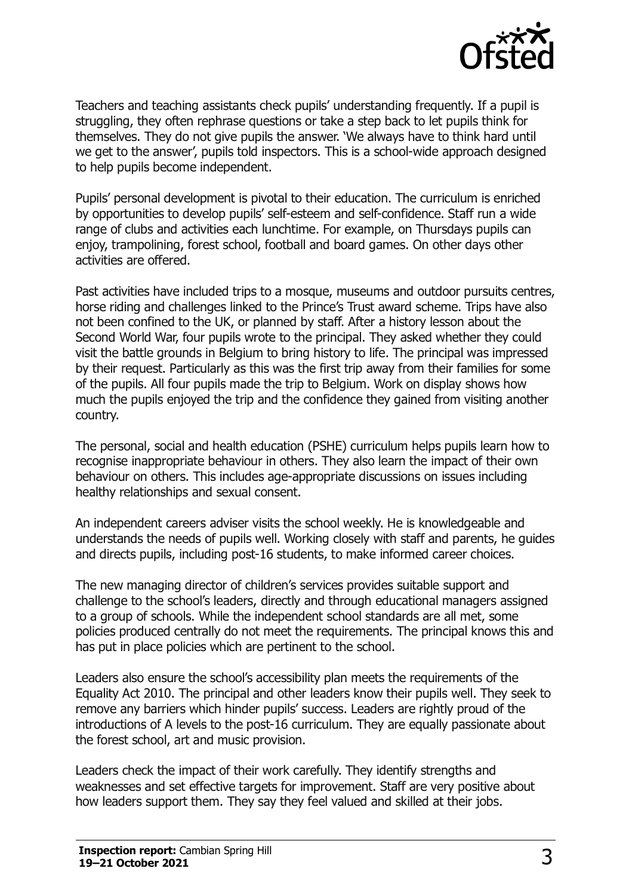Teachers and teaching assistants check pupils' understanding frequently. If a pupil is struggling, they often rephrase questions or take a step back to let pupils think for themselves. They do not give pupils the answer. 'We always have to think hard until we get to the answer', pupils told inspectors. This is a school-wide approach designed to help pupils become independent.

Pupils' personal development is pivotal to their education. The curriculum is enriched by opportunities to develop pupils' self-esteem and self-confidence. Staff run a wide range of clubs and activities each lunchtime. For example, on Thursdays pupils can enjoy, trampolining, forest school, football and board games. On other days other activities are offered.

Past activities have included trips to a mosque, museums and outdoor pursuits centres, horse riding and challenges linked to the Prince's Trust award scheme. Trips have also not been confined to the UK, or planned by staff. After a history lesson about the Second World War, four pupils wrote to the principal. They asked whether they could visit the battle grounds in Belgium to bring history to life. The principal was impressed by their request. Particularly as this was the first trip away from their families for some of the pupils. All four pupils made the trip to Belgium. Work on display shows how much the pupils enjoyed the trip and the confidence they gained from visiting another country.

The personal, social and health education (PSHE) curriculum helps pupils learn how to recognise inappropriate behaviour in others. They also learn the impact of their own behaviour on others. This includes age-appropriate discussions on issues including healthy relationships and sexual consent.

An independent careers adviser visits the school weekly. He is knowledgeable and understands the needs of pupils well. Working closely with staff and parents, he guides and directs pupils, including post-16 students, to make informed career choices.

The new managing director of children's services provides suitable support and challenge to the school's leaders, directly and through educational managers assigned to a group of schools. While the independent school standards are all met, some policies produced centrally do not meet the requirements. The principal knows this and has put in place policies which are pertinent to the school.

Leaders also ensure the school's accessibility plan meets the requirements of the Equality Act 2010. The principal and other leaders know their pupils well. They seek to remove any barriers which hinder pupils' success. Leaders are rightly proud of the introductions of A levels to the post-16 curriculum. They are equally passionate about the forest school, art and music provision.

Leaders check the impact of their work carefully. They identify strengths and weaknesses and set effective targets for improvement. Staff are very positive about how leaders support them. They say they feel valued and skilled at their jobs.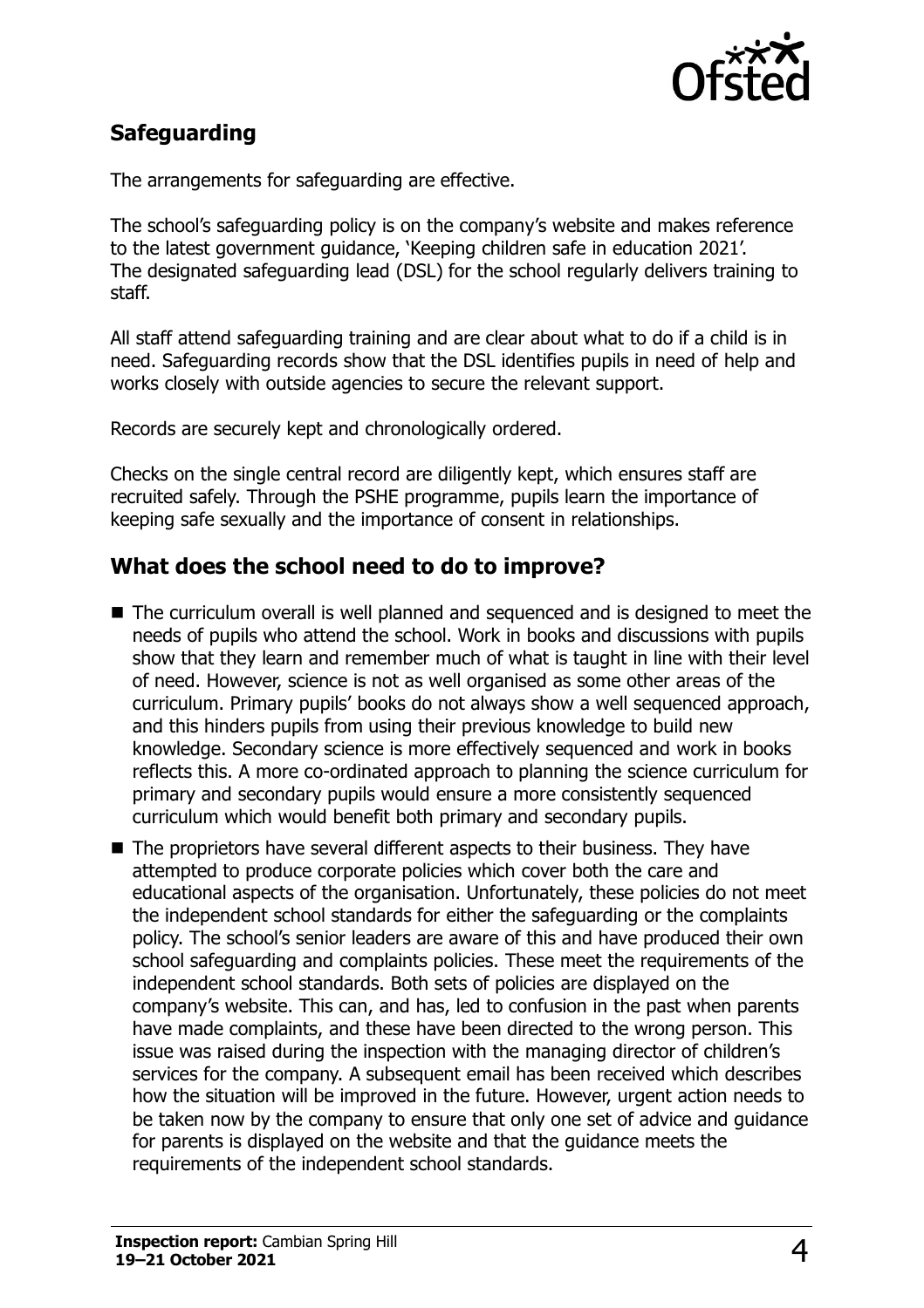## Safeguarding

The arrangements for safeguarding are effective.

The school's safeguarding policy is on the company's website and makes reference to the latest government guidance, 'Keeping children safe in education 2021'. The designated safeguarding lead (DSL) for the school regularly delivers training to staff.

All staff attend safeguarding training and are clear about what to do if a child is in need. Safeguarding records show that the DSL identifies pupils in need of help and works closely with outside agencies to secure the relevant support.

Records are securely kept and chronologically ordered.

Checks on the single central record are diligently kept, which ensures staff are recruited safely. Through the PSHE programme, pupils learn the importance of keeping safe sexually and the importance of consent in relationships.

## What does the school need to do to improve?

- The curriculum overall is well planned and sequenced and is designed to meet the needs of pupils who attend the school. Work in books and discussions with pupils show that they learn and remember much of what is taught in line with their level of need. However, science is not as well organised as some other areas of the curriculum. Primary pupils' books do not always show a well sequenced approach, and this hinders pupils from using their previous knowledge to build new knowledge. Secondary science is more effectively sequenced and work in books reflects this. A more co-ordinated approach to planning the science curriculum for primary and secondary pupils would ensure a more consistently sequenced curriculum which would benefit both primary and secondary pupils.
- The proprietors have several different aspects to their business. They have attempted to produce corporate policies which cover both the care and educational aspects of the organisation. Unfortunately, these policies do not meet the independent school standards for either the safeguarding or the complaints policy. The school's senior leaders are aware of this and have produced their own school safeguarding and complaints policies. These meet the requirements of the independent school standards. Both sets of policies are displayed on the company's website. This can, and has, led to confusion in the past when parents have made complaints, and these have been directed to the wrong person. This issue was raised during the inspection with the managing director of children's services for the company. A subsequent email has been received which describes how the situation will be improved in the future. However, urgent action needs to be taken now by the company to ensure that only one set of advice and guidance for parents is displayed on the website and that the guidance meets the requirements of the independent school standards.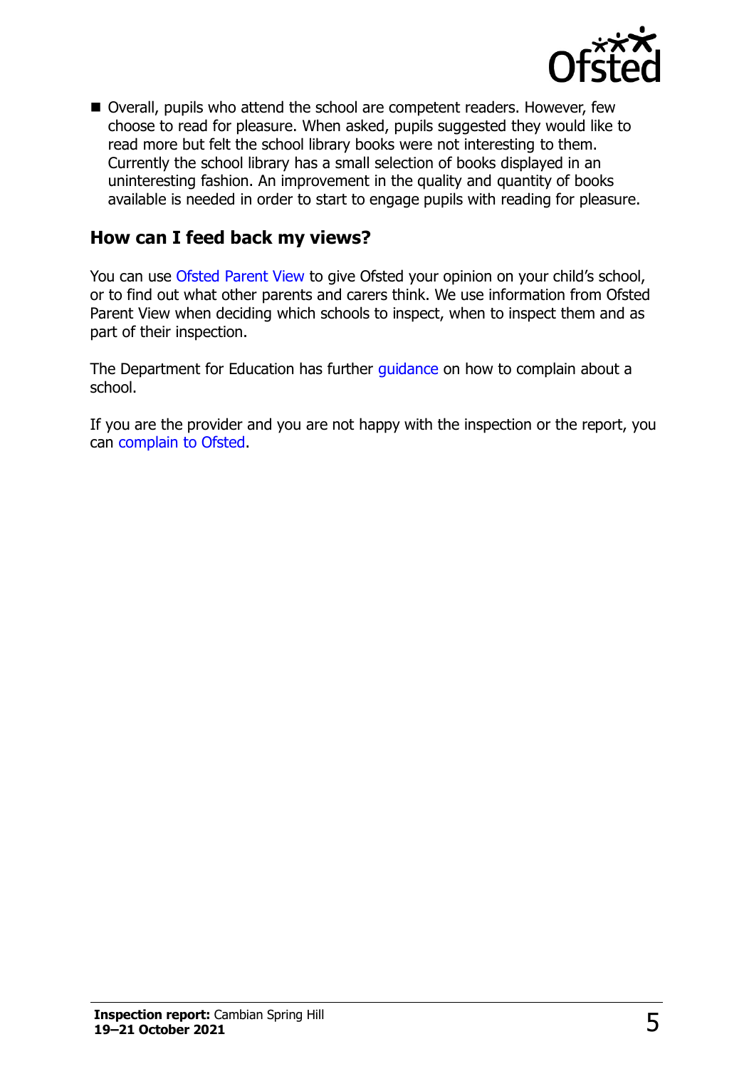- Overall, pupils who attend the school are competent readers. However, few choose to read for pleasure. When asked, pupils suggested they would like to read more but felt the school library books were not interesting to them. Currently the school library has a small selection of books displayed in an uninteresting fashion. An improvement in the quality and quantity of books available is needed in order to start to engage pupils with reading for pleasure.

## How can I feed back my views?

You can use Ofsted Parent View to give Ofsted your opinion on your child's school, or to find out what other parents and carers think. We use information from Ofsted Parent View when deciding which schools to inspect, when to inspect them and as part of their inspection.

The Department for Education has further guidance on how to complain about a school.

If you are the provider and you are not happy with the inspection or the report, you can complain to Ofsted.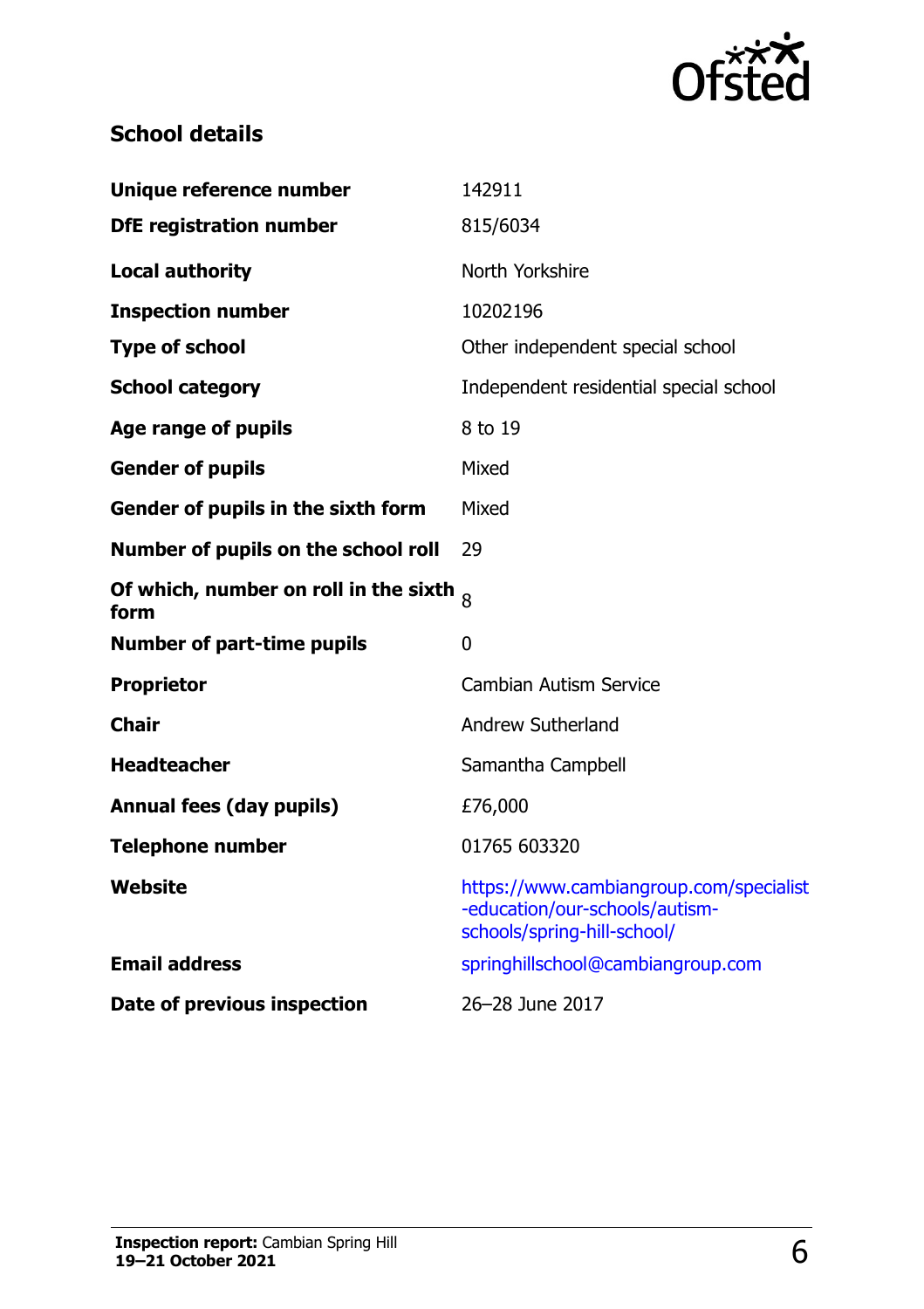## School details

| | |
|---|---|
| **Unique reference number** | 142911 |
| **DfE registration number** | 815/6034 |
| **Local authority** | North Yorkshire |
| **Inspection number** | 10202196 |
| **Type of school** | Other independent special school |
| **School category** | Independent residential special school |
| **Age range of pupils** | 8 to 19 |
| **Gender of pupils** | Mixed |
| **Gender of pupils in the sixth form** | Mixed |
| **Number of pupils on the school roll** | 29 |
| **Of which, number on roll in the sixth form** | 8 |
| **Number of part-time pupils** | 0 |
| **Proprietor** | Cambian Autism Service |
| **Chair** | Andrew Sutherland |
| **Headteacher** | Samantha Campbell |
| **Annual fees (day pupils)** | £76,000 |
| **Telephone number** | 01765 603320 |
| **Website** | https://www.cambiangroup.com/specialist-education/our-schools/autism-schools/spring-hill-school/ |
| **Email address** | springhillschool@cambiangroup.com |
| **Date of previous inspection** | 26–28 June 2017 |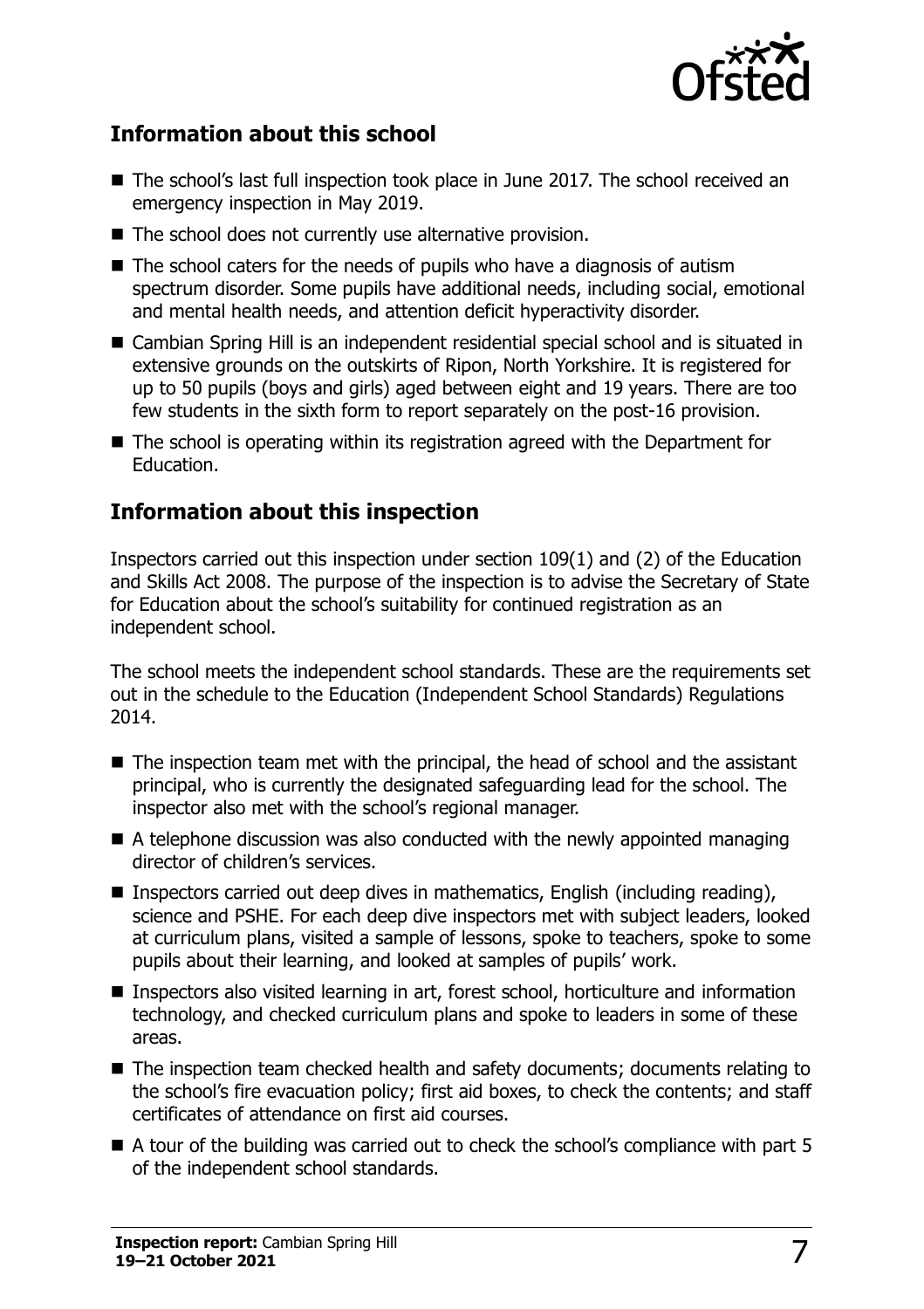## Information about this school

- The school's last full inspection took place in June 2017. The school received an emergency inspection in May 2019.
- The school does not currently use alternative provision.
- The school caters for the needs of pupils who have a diagnosis of autism spectrum disorder. Some pupils have additional needs, including social, emotional and mental health needs, and attention deficit hyperactivity disorder.
- Cambian Spring Hill is an independent residential special school and is situated in extensive grounds on the outskirts of Ripon, North Yorkshire. It is registered for up to 50 pupils (boys and girls) aged between eight and 19 years. There are too few students in the sixth form to report separately on the post-16 provision.
- The school is operating within its registration agreed with the Department for Education.

## Information about this inspection

Inspectors carried out this inspection under section 109(1) and (2) of the Education and Skills Act 2008. The purpose of the inspection is to advise the Secretary of State for Education about the school's suitability for continued registration as an independent school.

The school meets the independent school standards. These are the requirements set out in the schedule to the Education (Independent School Standards) Regulations 2014.

- The inspection team met with the principal, the head of school and the assistant principal, who is currently the designated safeguarding lead for the school. The inspector also met with the school's regional manager.
- A telephone discussion was also conducted with the newly appointed managing director of children's services.
- Inspectors carried out deep dives in mathematics, English (including reading), science and PSHE. For each deep dive inspectors met with subject leaders, looked at curriculum plans, visited a sample of lessons, spoke to teachers, spoke to some pupils about their learning, and looked at samples of pupils' work.
- Inspectors also visited learning in art, forest school, horticulture and information technology, and checked curriculum plans and spoke to leaders in some of these areas.
- The inspection team checked health and safety documents; documents relating to the school's fire evacuation policy; first aid boxes, to check the contents; and staff certificates of attendance on first aid courses.
- A tour of the building was carried out to check the school's compliance with part 5 of the independent school standards.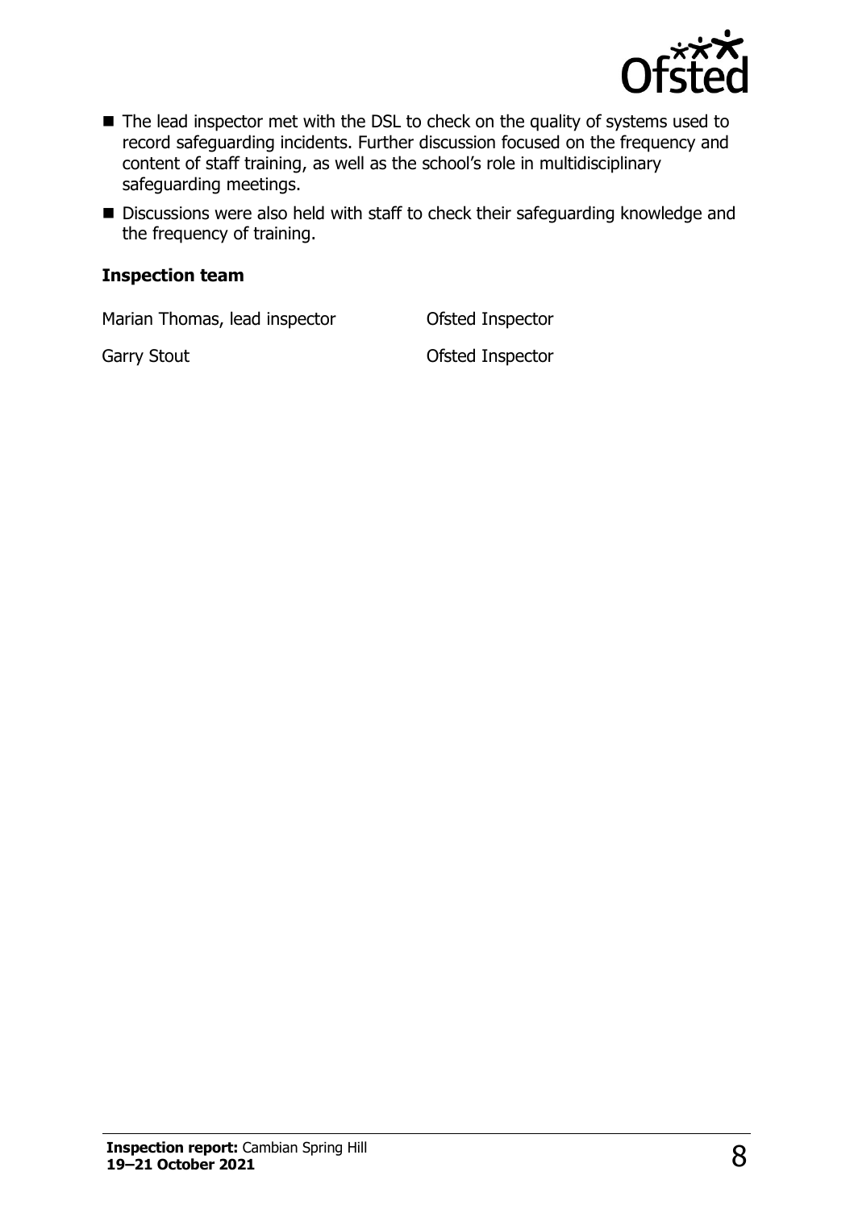- The lead inspector met with the DSL to check on the quality of systems used to record safeguarding incidents. Further discussion focused on the frequency and content of staff training, as well as the school's role in multidisciplinary safeguarding meetings.
- Discussions were also held with staff to check their safeguarding knowledge and the frequency of training.

### Inspection team

| | |
|---|---|
| Marian Thomas, lead inspector | Ofsted Inspector |
| Garry Stout | Ofsted Inspector |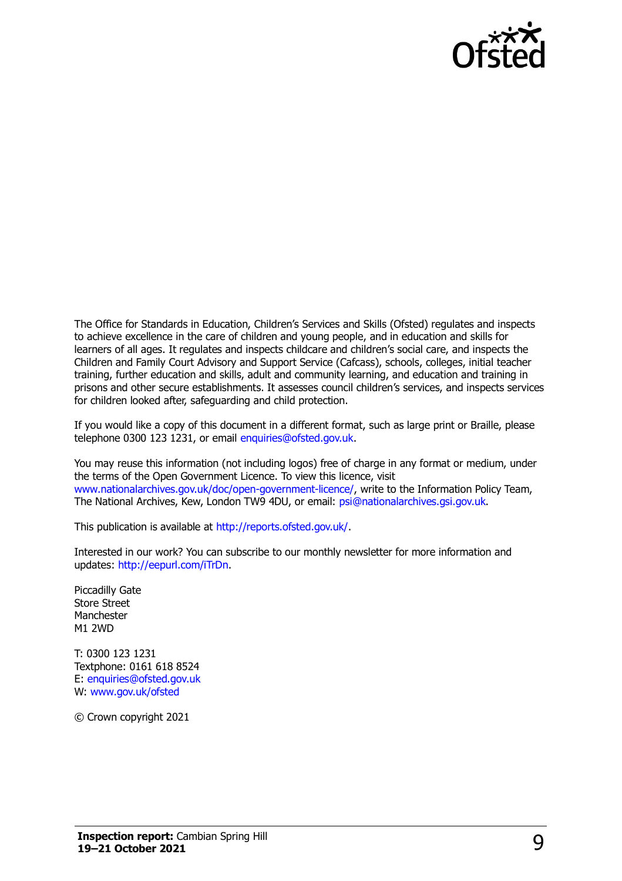The Office for Standards in Education, Children's Services and Skills (Ofsted) regulates and inspects to achieve excellence in the care of children and young people, and in education and skills for learners of all ages. It regulates and inspects childcare and children's social care, and inspects the Children and Family Court Advisory and Support Service (Cafcass), schools, colleges, initial teacher training, further education and skills, adult and community learning, and education and training in prisons and other secure establishments. It assesses council children's services, and inspects services for children looked after, safeguarding and child protection.

If you would like a copy of this document in a different format, such as large print or Braille, please telephone 0300 123 1231, or email enquiries@ofsted.gov.uk.

You may reuse this information (not including logos) free of charge in any format or medium, under the terms of the Open Government Licence. To view this licence, visit www.nationalarchives.gov.uk/doc/open-government-licence/, write to the Information Policy Team, The National Archives, Kew, London TW9 4DU, or email: psi@nationalarchives.gsi.gov.uk.

This publication is available at http://reports.ofsted.gov.uk/.

Interested in our work? You can subscribe to our monthly newsletter for more information and updates: http://eepurl.com/iTrDn.

Piccadilly Gate  
Store Street  
Manchester  
M1 2WD

T: 0300 123 1231  
Textphone: 0161 618 8524  
E: enquiries@ofsted.gov.uk  
W: www.gov.uk/ofsted

© Crown copyright 2021